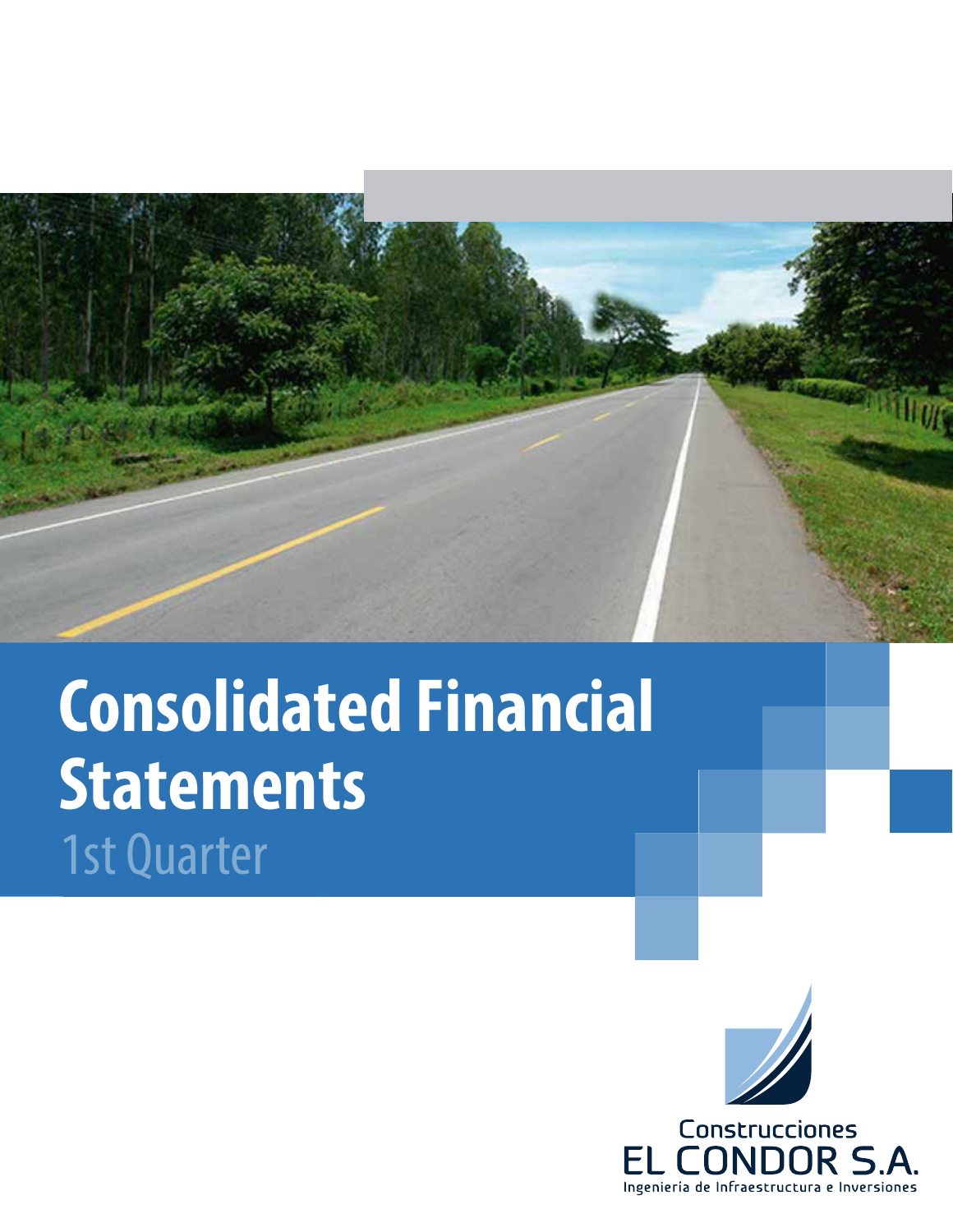# Consolidated Financial Statements

1st Quarter

Construcciones
EL CONDOR S.A.
Ingeniería de Infraestructura e Inversiones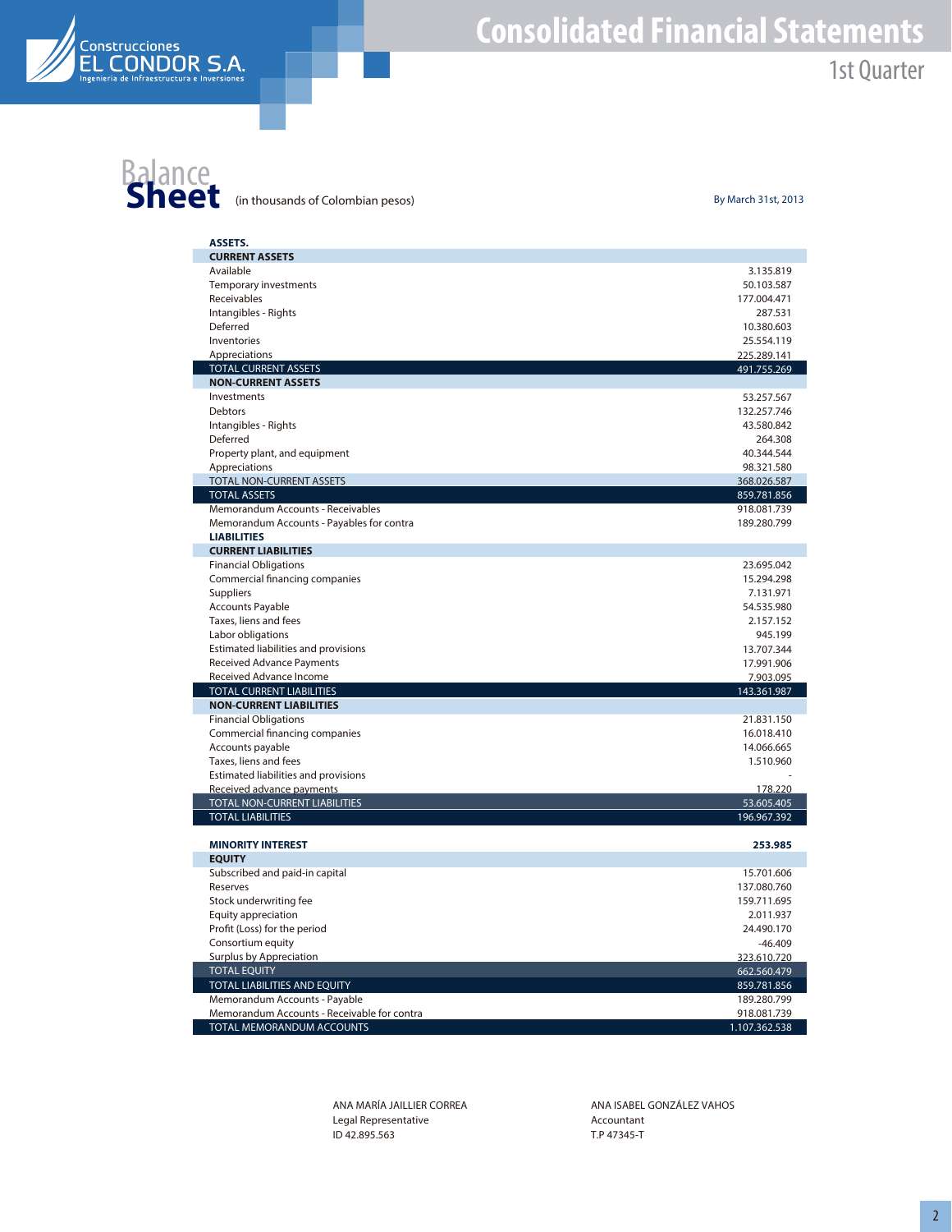# Balance Sheet

(in thousands of Colombian pesos)

By March 31st, 2013

| | |
|---|---|
| **ASSETS.** | |
| **CURRENT ASSETS** | |
| Available | 3.135.819 |
| Temporary investments | 50.103.587 |
| Receivables | 177.004.471 |
| Intangibles - Rights | 287.531 |
| Deferred | 10.380.603 |
| Inventories | 25.554.119 |
| Appreciations | 225.289.141 |
| TOTAL CURRENT ASSETS | 491.755.269 |
| **NON-CURRENT ASSETS** | |
| Investments | 53.257.567 |
| Debtors | 132.257.746 |
| Intangibles - Rights | 43.580.842 |
| Deferred | 264.308 |
| Property plant, and equipment | 40.344.544 |
| Appreciations | 98.321.580 |
| TOTAL NON-CURRENT ASSETS | 368.026.587 |
| TOTAL ASSETS | 859.781.856 |
| Memorandum Accounts - Receivables | 918.081.739 |
| Memorandum Accounts - Payables for contra | 189.280.799 |
| **LIABILITIES** | |
| **CURRENT LIABILITIES** | |
| Financial Obligations | 23.695.042 |
| Commercial financing companies | 15.294.298 |
| Suppliers | 7.131.971 |
| Accounts Payable | 54.535.980 |
| Taxes, liens and fees | 2.157.152 |
| Labor obligations | 945.199 |
| Estimated liabilities and provisions | 13.707.344 |
| Received Advance Payments | 17.991.906 |
| Received Advance Income | 7.903.095 |
| TOTAL CURRENT LIABILITIES | 143.361.987 |
| **NON-CURRENT LIABILITIES** | |
| Financial Obligations | 21.831.150 |
| Commercial financing companies | 16.018.410 |
| Accounts payable | 14.066.665 |
| Taxes, liens and fees | 1.510.960 |
| Estimated liabilities and provisions | - |
| Received advance payments | 178.220 |
| TOTAL NON-CURRENT LIABILITIES | 53.605.405 |
| TOTAL LIABILITIES | 196.967.392 |
| | |
| **MINORITY INTEREST** | **253.985** |
| **EQUITY** | |
| Subscribed and paid-in capital | 15.701.606 |
| Reserves | 137.080.760 |
| Stock underwriting fee | 159.711.695 |
| Equity appreciation | 2.011.937 |
| Profit (Loss) for the period | 24.490.170 |
| Consortium equity | -46.409 |
| Surplus by Appreciation | 323.610.720 |
| TOTAL EQUITY | 662.560.479 |
| TOTAL LIABILITIES AND EQUITY | 859.781.856 |
| Memorandum Accounts - Payable | 189.280.799 |
| Memorandum Accounts - Receivable for contra | 918.081.739 |
| TOTAL MEMORANDUM ACCOUNTS | 1.107.362.538 |

ANA MARÍA JAILLIER CORREA
Legal Representative
ID 42.895.563

ANA ISABEL GONZÁLEZ VAHOS
Accountant
T.P 47345-T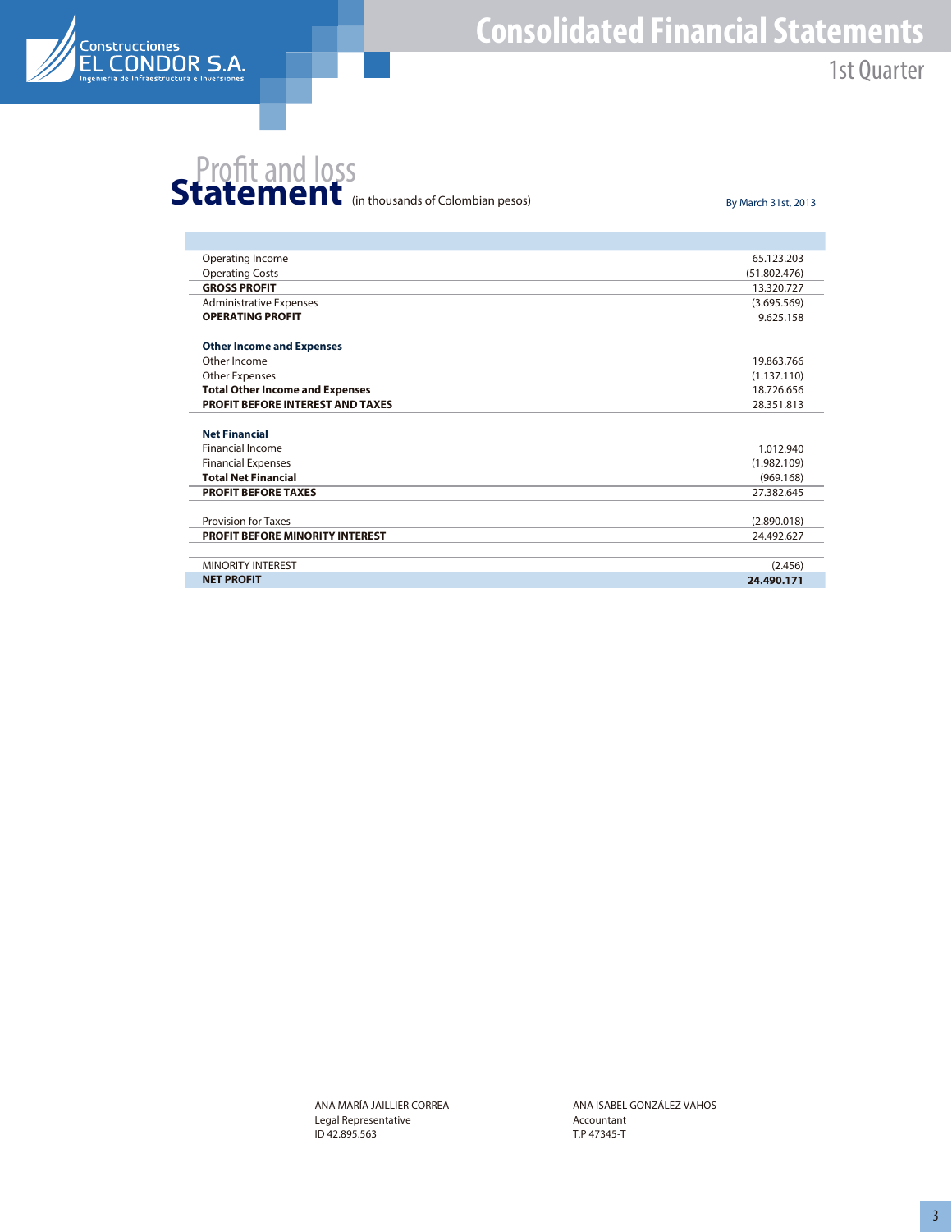# Profit and loss Statement

(in thousands of Colombian pesos)

By March 31st, 2013

| | |
|---|---|
| Operating Income | 65.123.203 |
| Operating Costs | (51.802.476) |
| **GROSS PROFIT** | 13.320.727 |
| Administrative Expenses | (3.695.569) |
| **OPERATING PROFIT** | 9.625.158 |
| | |
| **Other Income and Expenses** | |
| Other Income | 19.863.766 |
| Other Expenses | (1.137.110) |
| **Total Other Income and Expenses** | 18.726.656 |
| **PROFIT BEFORE INTEREST AND TAXES** | 28.351.813 |
| | |
| **Net Financial** | |
| Financial Income | 1.012.940 |
| Financial Expenses | (1.982.109) |
| **Total Net Financial** | (969.168) |
| **PROFIT BEFORE TAXES** | 27.382.645 |
| | |
| Provision for Taxes | (2.890.018) |
| **PROFIT BEFORE MINORITY INTEREST** | 24.492.627 |
| | |
| MINORITY INTEREST | (2.456) |
| **NET PROFIT** | **24.490.171** |

ANA MARÍA JAILLIER CORREA
Legal Representative
ID 42.895.563

ANA ISABEL GONZÁLEZ VAHOS
Accountant
T.P 47345-T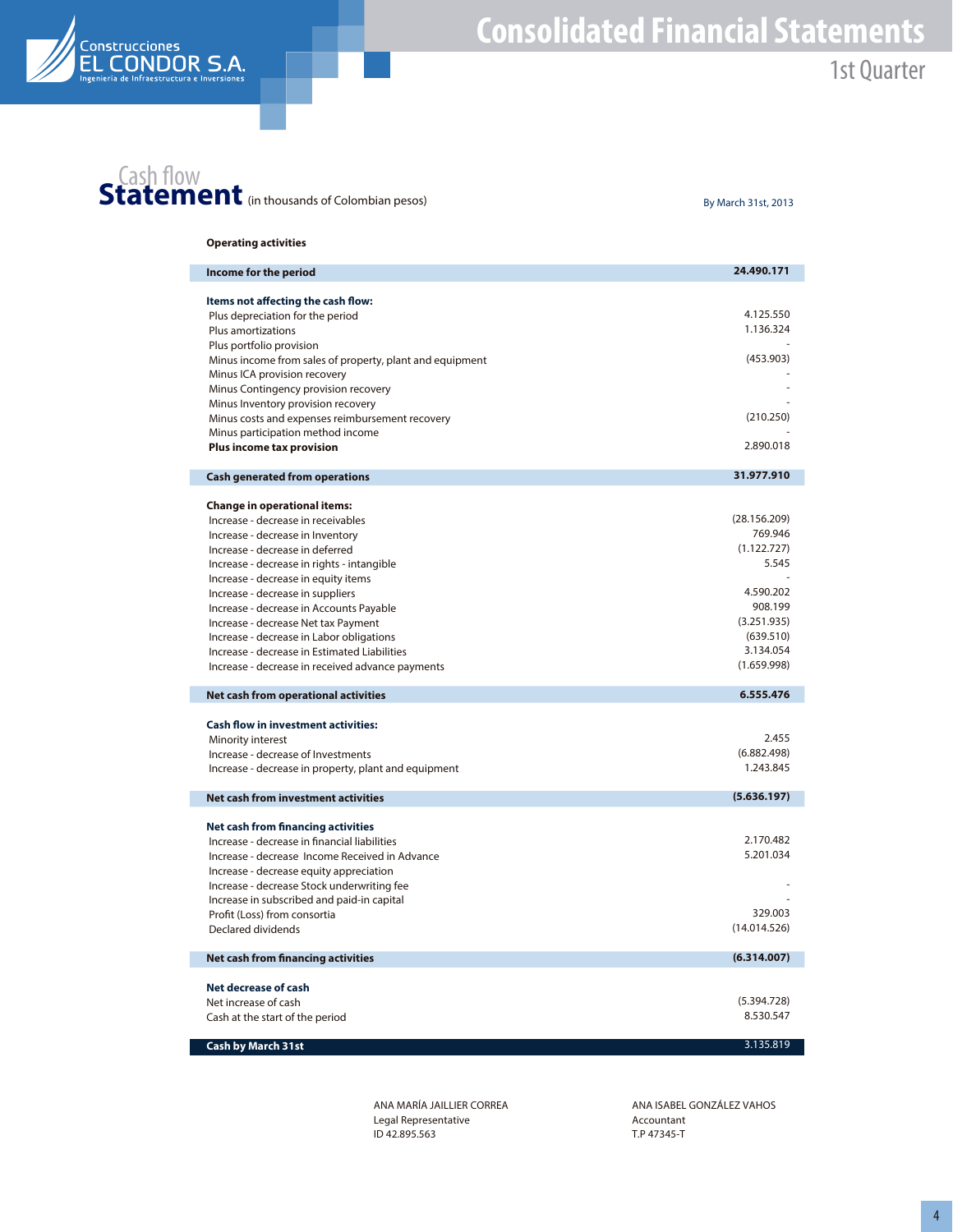Construcciones EL CONDOR S.A.
Ingeniería de Infraestructura e Inversiones

# Consolidated Financial Statements

1st Quarter

## Cash flow Statement (in thousands of Colombian pesos)

By March 31st, 2013

| | |
|---|---|
| **Operating activities** | |
| **Income for the period** | **24.490.171** |
| **Items not affecting the cash flow:** | |
| Plus depreciation for the period | 4.125.550 |
| Plus amortizations | 1.136.324 |
| Plus portfolio provision | - |
| Minus income from sales of property, plant and equipment | (453.903) |
| Minus ICA provision recovery | - |
| Minus Contingency provision recovery | - |
| Minus Inventory provision recovery | - |
| Minus costs and expenses reimbursement recovery | (210.250) |
| Minus participation method income | - |
| **Plus income tax provision** | 2.890.018 |
| **Cash generated from operations** | **31.977.910** |
| **Change in operational items:** | |
| Increase - decrease in receivables | (28.156.209) |
| Increase - decrease in Inventory | 769.946 |
| Increase - decrease in deferred | (1.122.727) |
| Increase - decrease in rights - intangible | 5.545 |
| Increase - decrease in equity items | - |
| Increase - decrease in suppliers | 4.590.202 |
| Increase - decrease in Accounts Payable | 908.199 |
| Increase - decrease Net tax Payment | (3.251.935) |
| Increase - decrease in Labor obligations | (639.510) |
| Increase - decrease in Estimated Liabilities | 3.134.054 |
| Increase - decrease in received advance payments | (1.659.998) |
| **Net cash from operational activities** | **6.555.476** |
| **Cash flow in investment activities:** | |
| Minority interest | 2.455 |
| Increase - decrease of Investments | (6.882.498) |
| Increase - decrease in property, plant and equipment | 1.243.845 |
| **Net cash from investment activities** | **(5.636.197)** |
| **Net cash from financing activities** | |
| Increase - decrease in financial liabilities | 2.170.482 |
| Increase - decrease Income Received in Advance | 5.201.034 |
| Increase - decrease equity appreciation | |
| Increase - decrease Stock underwriting fee | - |
| Increase in subscribed and paid-in capital | - |
| Profit (Loss) from consortia | 329.003 |
| Declared dividends | (14.014.526) |
| **Net cash from financing activities** | **(6.314.007)** |
| **Net decrease of cash** | |
| Net increase of cash | (5.394.728) |
| Cash at the start of the period | 8.530.547 |
| **Cash by March 31st** | 3.135.819 |

ANA MARÍA JAILLIER CORREA
Legal Representative
ID 42.895.563

ANA ISABEL GONZÁLEZ VAHOS
Accountant
T.P 47345-T